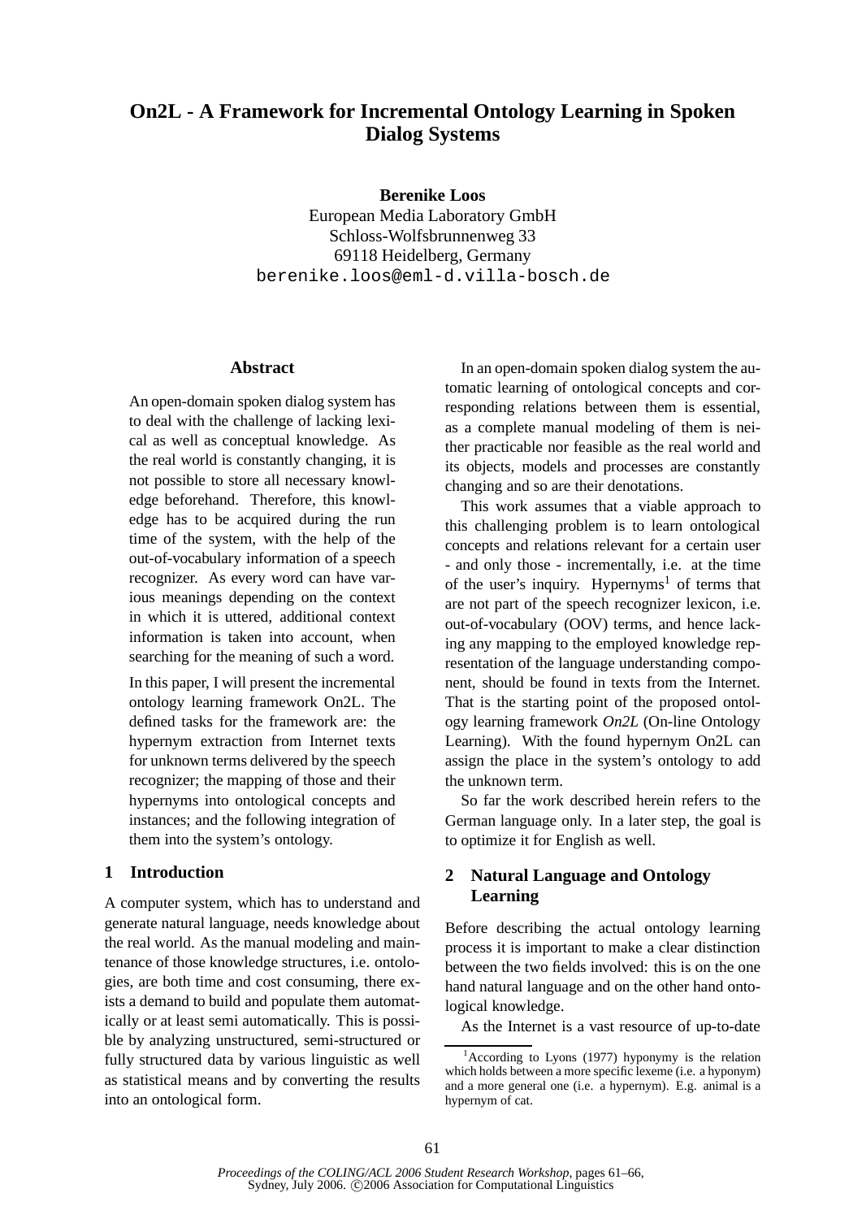# On2L - A Framework for Incremental Ontology Learning in Spoken Dialog Systems

**Berenike Loos**
European Media Laboratory GmbH
Schloss-Wolfsbrunnenweg 33
69118 Heidelberg, Germany
berenike.loos@eml-d.villa-bosch.de

## Abstract

An open-domain spoken dialog system has to deal with the challenge of lacking lexical as well as conceptual knowledge. As the real world is constantly changing, it is not possible to store all necessary knowledge beforehand. Therefore, this knowledge has to be acquired during the run time of the system, with the help of the out-of-vocabulary information of a speech recognizer. As every word can have various meanings depending on the context in which it is uttered, additional context information is taken into account, when searching for the meaning of such a word.

In this paper, I will present the incremental ontology learning framework On2L. The defined tasks for the framework are: the hypernym extraction from Internet texts for unknown terms delivered by the speech recognizer; the mapping of those and their hypernyms into ontological concepts and instances; and the following integration of them into the system's ontology.

## 1 Introduction

A computer system, which has to understand and generate natural language, needs knowledge about the real world. As the manual modeling and maintenance of those knowledge structures, i.e. ontologies, are both time and cost consuming, there exists a demand to build and populate them automatically or at least semi automatically. This is possible by analyzing unstructured, semi-structured or fully structured data by various linguistic as well as statistical means and by converting the results into an ontological form.

In an open-domain spoken dialog system the automatic learning of ontological concepts and corresponding relations between them is essential, as a complete manual modeling of them is neither practicable nor feasible as the real world and its objects, models and processes are constantly changing and so are their denotations.

This work assumes that a viable approach to this challenging problem is to learn ontological concepts and relations relevant for a certain user - and only those - incrementally, i.e. at the time of the user's inquiry. Hypernyms[1] of terms that are not part of the speech recognizer lexicon, i.e. out-of-vocabulary (OOV) terms, and hence lacking any mapping to the employed knowledge representation of the language understanding component, should be found in texts from the Internet. That is the starting point of the proposed ontology learning framework *On2L* (On-line Ontology Learning). With the found hypernym On2L can assign the place in the system's ontology to add the unknown term.

So far the work described herein refers to the German language only. In a later step, the goal is to optimize it for English as well.

## 2 Natural Language and Ontology Learning

Before describing the actual ontology learning process it is important to make a clear distinction between the two fields involved: this is on the one hand natural language and on the other hand ontological knowledge.

As the Internet is a vast resource of up-to-date

[1] According to Lyons (1977) hyponymy is the relation which holds between a more specific lexeme (i.e. a hyponym) and a more general one (i.e. a hypernym). E.g. animal is a hypernym of cat.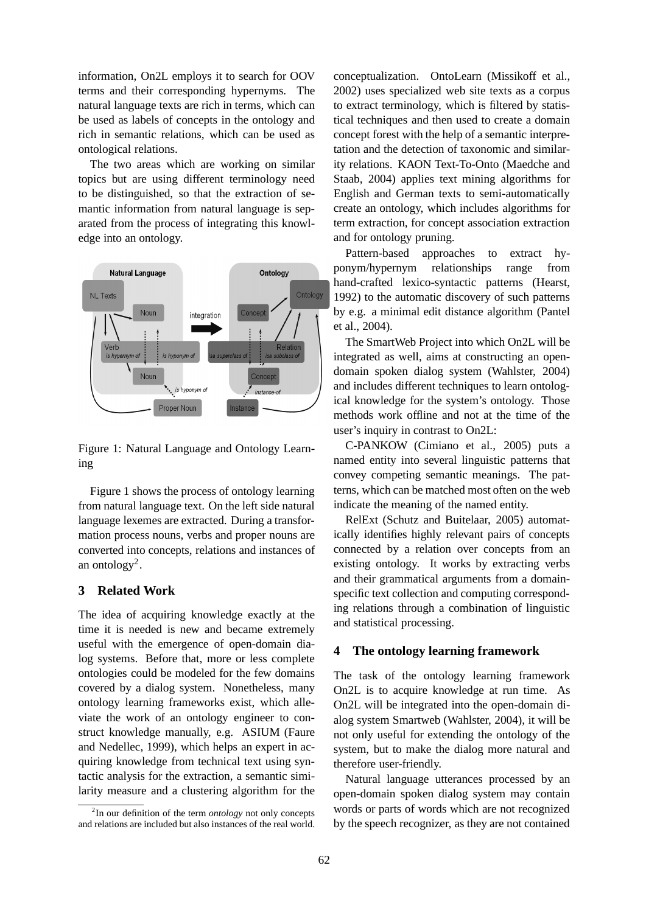information, On2L employs it to search for OOV terms and their corresponding hypernyms. The natural language texts are rich in terms, which can be used as labels of concepts in the ontology and rich in semantic relations, which can be used as ontological relations.

The two areas which are working on similar topics but are using different terminology need to be distinguished, so that the extraction of semantic information from natural language is separated from the process of integrating this knowledge into an ontology.

Figure 1: Natural Language and Ontology Learning

Figure 1 shows the process of ontology learning from natural language text. On the left side natural language lexemes are extracted. During a transformation process nouns, verbs and proper nouns are converted into concepts, relations and instances of an ontology[2].

## 3 Related Work

The idea of acquiring knowledge exactly at the time it is needed is new and became extremely useful with the emergence of open-domain dialog systems. Before that, more or less complete ontologies could be modeled for the few domains covered by a dialog system. Nonetheless, many ontology learning frameworks exist, which alleviate the work of an ontology engineer to construct knowledge manually, e.g. ASIUM (Faure and Nedellec, 1999), which helps an expert in acquiring knowledge from technical text using syntactic analysis for the extraction, a semantic similarity measure and a clustering algorithm for the conceptualization. OntoLearn (Missikoff et al., 2002) uses specialized web site texts as a corpus to extract terminology, which is filtered by statistical techniques and then used to create a domain concept forest with the help of a semantic interpretation and the detection of taxonomic and similarity relations. KAON Text-To-Onto (Maedche and Staab, 2004) applies text mining algorithms for English and German texts to semi-automatically create an ontology, which includes algorithms for term extraction, for concept association extraction and for ontology pruning.

Pattern-based approaches to extract hyponym/hypernym relationships range from hand-crafted lexico-syntactic patterns (Hearst, 1992) to the automatic discovery of such patterns by e.g. a minimal edit distance algorithm (Pantel et al., 2004).

The SmartWeb Project into which On2L will be integrated as well, aims at constructing an open-domain spoken dialog system (Wahlster, 2004) and includes different techniques to learn ontological knowledge for the system's ontology. Those methods work offline and not at the time of the user's inquiry in contrast to On2L:

C-PANKOW (Cimiano et al., 2005) puts a named entity into several linguistic patterns that convey competing semantic meanings. The patterns, which can be matched most often on the web indicate the meaning of the named entity.

RelExt (Schutz and Buitelaar, 2005) automatically identifies highly relevant pairs of concepts connected by a relation over concepts from an existing ontology. It works by extracting verbs and their grammatical arguments from a domain-specific text collection and computing corresponding relations through a combination of linguistic and statistical processing.

## 4 The ontology learning framework

The task of the ontology learning framework On2L is to acquire knowledge at run time. As On2L will be integrated into the open-domain dialog system Smartweb (Wahlster, 2004), it will be not only useful for extending the ontology of the system, but to make the dialog more natural and therefore user-friendly.

Natural language utterances processed by an open-domain spoken dialog system may contain words or parts of words which are not recognized by the speech recognizer, as they are not contained

[2] In our definition of the term *ontology* not only concepts and relations are included but also instances of the real world.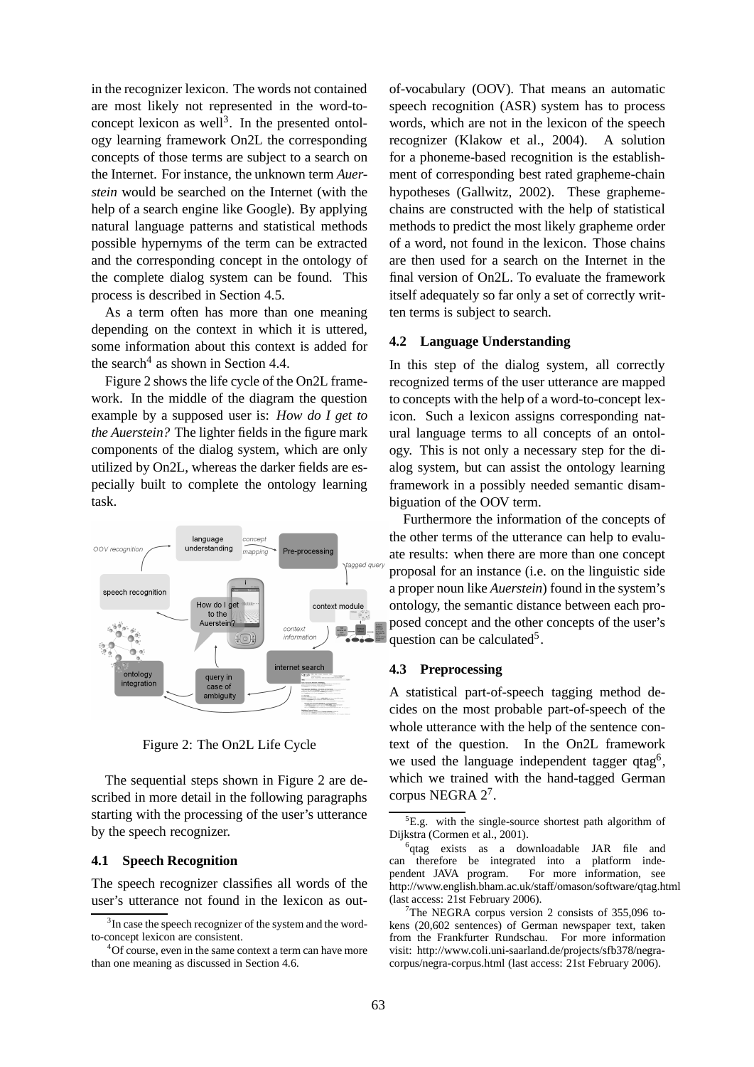in the recognizer lexicon. The words not contained are most likely not represented in the word-to-concept lexicon as well[3]. In the presented ontology learning framework On2L the corresponding concepts of those terms are subject to a search on the Internet. For instance, the unknown term *Auerstein* would be searched on the Internet (with the help of a search engine like Google). By applying natural language patterns and statistical methods possible hypernyms of the term can be extracted and the corresponding concept in the ontology of the complete dialog system can be found. This process is described in Section 4.5.

As a term often has more than one meaning depending on the context in which it is uttered, some information about this context is added for the search[4] as shown in Section 4.4.

Figure 2 shows the life cycle of the On2L framework. In the middle of the diagram the question example by a supposed user is: *How do I get to the Auerstein?* The lighter fields in the figure mark components of the dialog system, which are only utilized by On2L, whereas the darker fields are especially built to complete the ontology learning task.

Figure 2: The On2L Life Cycle

The sequential steps shown in Figure 2 are described in more detail in the following paragraphs starting with the processing of the user's utterance by the speech recognizer.

### 4.1 Speech Recognition

The speech recognizer classifies all words of the user's utterance not found in the lexicon as out-of-vocabulary (OOV). That means an automatic speech recognition (ASR) system has to process words, which are not in the lexicon of the speech recognizer (Klakow et al., 2004). A solution for a phoneme-based recognition is the establishment of corresponding best rated grapheme-chain hypotheses (Gallwitz, 2002). These grapheme-chains are constructed with the help of statistical methods to predict the most likely grapheme order of a word, not found in the lexicon. Those chains are then used for a search on the Internet in the final version of On2L. To evaluate the framework itself adequately so far only a set of correctly written terms is subject to search.

### 4.2 Language Understanding

In this step of the dialog system, all correctly recognized terms of the user utterance are mapped to concepts with the help of a word-to-concept lexicon. Such a lexicon assigns corresponding natural language terms to all concepts of an ontology. This is not only a necessary step for the dialog system, but can assist the ontology learning framework in a possibly needed semantic disambiguation of the OOV term.

Furthermore the information of the concepts of the other terms of the utterance can help to evaluate results: when there are more than one concept proposal for an instance (i.e. on the linguistic side a proper noun like *Auerstein*) found in the system's ontology, the semantic distance between each proposed concept and the other concepts of the user's question can be calculated[5].

### 4.3 Preprocessing

A statistical part-of-speech tagging method decides on the most probable part-of-speech of the whole utterance with the help of the sentence context of the question. In the On2L framework we used the language independent tagger qtag[6], which we trained with the hand-tagged German corpus NEGRA 2[7].

---

[3] In case the speech recognizer of the system and the word-to-concept lexicon are consistent.

[4] Of course, even in the same context a term can have more than one meaning as discussed in Section 4.6.

[5] E.g. with the single-source shortest path algorithm of Dijkstra (Cormen et al., 2001).

[6] qtag exists as a downloadable JAR file and can therefore be integrated into a platform independent JAVA program. For more information, see http://www.english.bham.ac.uk/staff/omason/software/qtag.html (last access: 21st February 2006).

[7] The NEGRA corpus version 2 consists of 355,096 tokens (20,602 sentences) of German newspaper text, taken from the Frankfurter Rundschau. For more information visit: http://www.coli.uni-saarland.de/projects/sfb378/negra-corpus/negra-corpus.html (last access: 21st February 2006).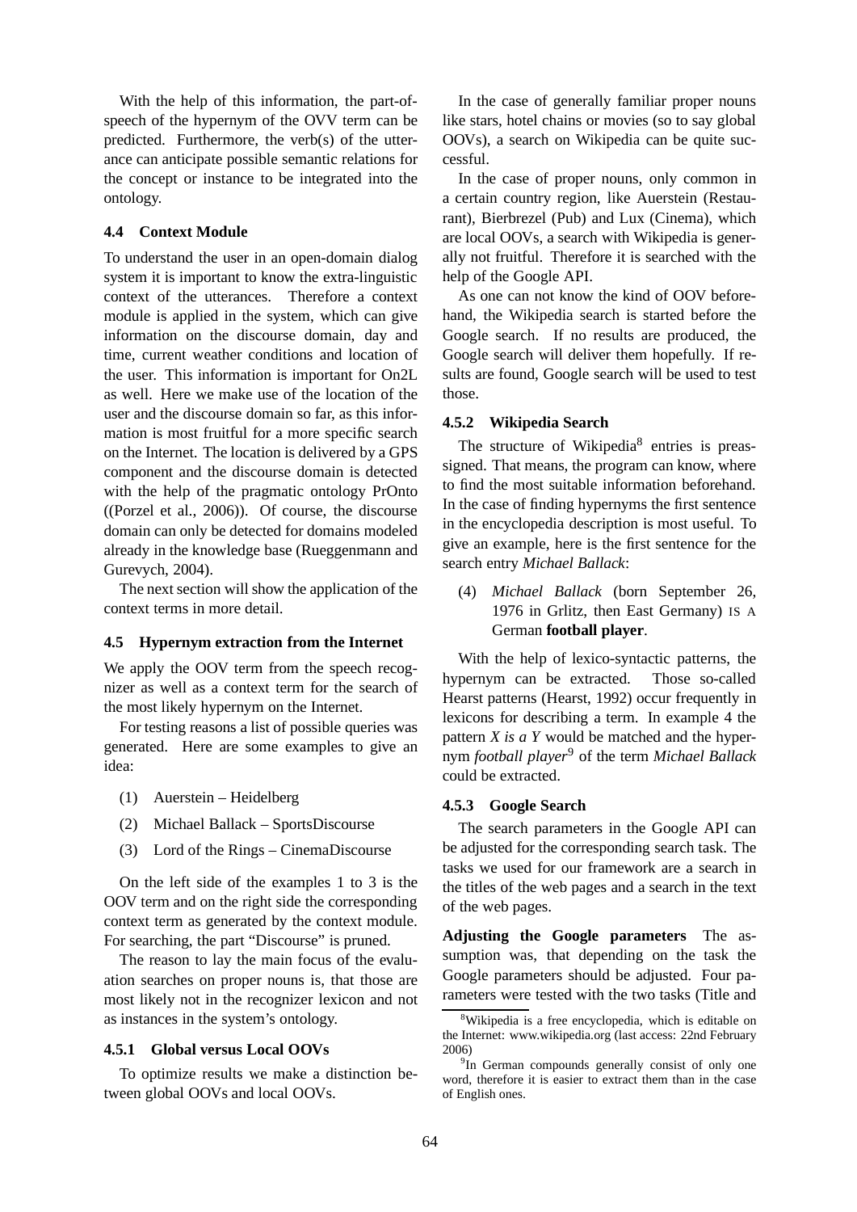With the help of this information, the part-of-speech of the hypernym of the OVV term can be predicted. Furthermore, the verb(s) of the utterance can anticipate possible semantic relations for the concept or instance to be integrated into the ontology.

### 4.4 Context Module

To understand the user in an open-domain dialog system it is important to know the extra-linguistic context of the utterances. Therefore a context module is applied in the system, which can give information on the discourse domain, day and time, current weather conditions and location of the user. This information is important for On2L as well. Here we make use of the location of the user and the discourse domain so far, as this information is most fruitful for a more specific search on the Internet. The location is delivered by a GPS component and the discourse domain is detected with the help of the pragmatic ontology PrOnto ((Porzel et al., 2006)). Of course, the discourse domain can only be detected for domains modeled already in the knowledge base (Rueggenmann and Gurevych, 2004).

The next section will show the application of the context terms in more detail.

### 4.5 Hypernym extraction from the Internet

We apply the OOV term from the speech recognizer as well as a context term for the search of the most likely hypernym on the Internet.

For testing reasons a list of possible queries was generated. Here are some examples to give an idea:

(1) Auerstein – Heidelberg

(2) Michael Ballack – SportsDiscourse

(3) Lord of the Rings – CinemaDiscourse

On the left side of the examples 1 to 3 is the OOV term and on the right side the corresponding context term as generated by the context module. For searching, the part "Discourse" is pruned.

The reason to lay the main focus of the evaluation searches on proper nouns is, that those are most likely not in the recognizer lexicon and not as instances in the system's ontology.

#### 4.5.1 Global versus Local OOVs

To optimize results we make a distinction between global OOVs and local OOVs.

In the case of generally familiar proper nouns like stars, hotel chains or movies (so to say global OOVs), a search on Wikipedia can be quite successful.

In the case of proper nouns, only common in a certain country region, like Auerstein (Restaurant), Bierbrezel (Pub) and Lux (Cinema), which are local OOVs, a search with Wikipedia is generally not fruitful. Therefore it is searched with the help of the Google API.

As one can not know the kind of OOV beforehand, the Wikipedia search is started before the Google search. If no results are produced, the Google search will deliver them hopefully. If results are found, Google search will be used to test those.

#### 4.5.2 Wikipedia Search

The structure of Wikipedia[8] entries is preassigned. That means, the program can know, where to find the most suitable information beforehand. In the case of finding hypernyms the first sentence in the encyclopedia description is most useful. To give an example, here is the first sentence for the search entry *Michael Ballack*:

(4) *Michael Ballack* (born September 26, 1976 in Grlitz, then East Germany) IS A German **football player**.

With the help of lexico-syntactic patterns, the hypernym can be extracted. Those so-called Hearst patterns (Hearst, 1992) occur frequently in lexicons for describing a term. In example 4 the pattern *X is a Y* would be matched and the hypernym *football player*[9] of the term *Michael Ballack* could be extracted.

#### 4.5.3 Google Search

The search parameters in the Google API can be adjusted for the corresponding search task. The tasks we used for our framework are a search in the titles of the web pages and a search in the text of the web pages.

**Adjusting the Google parameters** The assumption was, that depending on the task the Google parameters should be adjusted. Four parameters were tested with the two tasks (Title and

[8] Wikipedia is a free encyclopedia, which is editable on the Internet: www.wikipedia.org (last access: 22nd February 2006)

[9] In German compounds generally consist of only one word, therefore it is easier to extract them than in the case of English ones.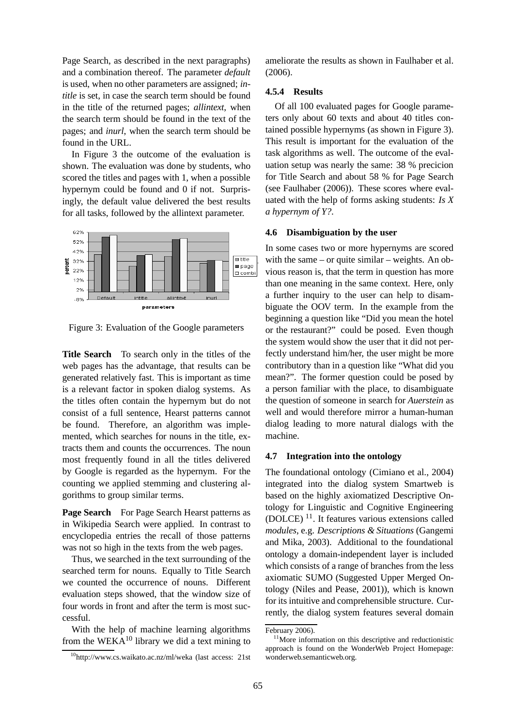Page Search, as described in the next paragraphs) and a combination thereof. The parameter *default* is used, when no other parameters are assigned; *intitle* is set, in case the search term should be found in the title of the returned pages; *allintext*, when the search term should be found in the text of the pages; and *inurl*, when the search term should be found in the URL.

In Figure 3 the outcome of the evaluation is shown. The evaluation was done by students, who scored the titles and pages with 1, when a possible hypernym could be found and 0 if not. Surprisingly, the default value delivered the best results for all tasks, followed by the allintext parameter.

Figure 3: Evaluation of the Google parameters

**Title Search** To search only in the titles of the web pages has the advantage, that results can be generated relatively fast. This is important as time is a relevant factor in spoken dialog systems. As the titles often contain the hypernym but do not consist of a full sentence, Hearst patterns cannot be found. Therefore, an algorithm was implemented, which searches for nouns in the title, extracts them and counts the occurrences. The noun most frequently found in all the titles delivered by Google is regarded as the hypernym. For the counting we applied stemming and clustering algorithms to group similar terms.

**Page Search** For Page Search Hearst patterns as in Wikipedia Search were applied. In contrast to encyclopedia entries the recall of those patterns was not so high in the texts from the web pages.

Thus, we searched in the text surrounding of the searched term for nouns. Equally to Title Search we counted the occurrence of nouns. Different evaluation steps showed, that the window size of four words in front and after the term is most successful.

With the help of machine learning algorithms from the WEKA[10] library we did a text mining to ameliorate the results as shown in Faulhaber et al. (2006).

#### 4.5.4 Results

Of all 100 evaluated pages for Google parameters only about 60 texts and about 40 titles contained possible hypernyms (as shown in Figure 3). This result is important for the evaluation of the task algorithms as well. The outcome of the evaluation setup was nearly the same: 38 % precicion for Title Search and about 58 % for Page Search (see Faulhaber (2006)). These scores where evaluated with the help of forms asking students: *Is X a hypernym of Y?*.

### 4.6 Disambiguation by the user

In some cases two or more hypernyms are scored with the same – or quite similar – weights. An obvious reason is, that the term in question has more than one meaning in the same context. Here, only a further inquiry to the user can help to disambiguate the OOV term. In the example from the beginning a question like "Did you mean the hotel or the restaurant?" could be posed. Even though the system would show the user that it did not perfectly understand him/her, the user might be more contributory than in a question like "What did you mean?". The former question could be posed by a person familiar with the place, to disambiguate the question of someone in search for *Auerstein* as well and would therefore mirror a human-human dialog leading to more natural dialogs with the machine.

### 4.7 Integration into the ontology

The foundational ontology (Cimiano et al., 2004) integrated into the dialog system Smartweb is based on the highly axiomatized Descriptive Ontology for Linguistic and Cognitive Engineering (DOLCE) [11]. It features various extensions called *modules*, e.g. *Descriptions & Situations* (Gangemi and Mika, 2003). Additional to the foundational ontology a domain-independent layer is included which consists of a range of branches from the less axiomatic SUMO (Suggested Upper Merged Ontology (Niles and Pease, 2001)), which is known for its intuitive and comprehensible structure. Currently, the dialog system features several domain

[10] http://www.cs.waikato.ac.nz/ml/weka (last access: 21st February 2006).

[11] More information on this descriptive and reductionistic approach is found on the WonderWeb Project Homepage: wonderweb.semanticweb.org.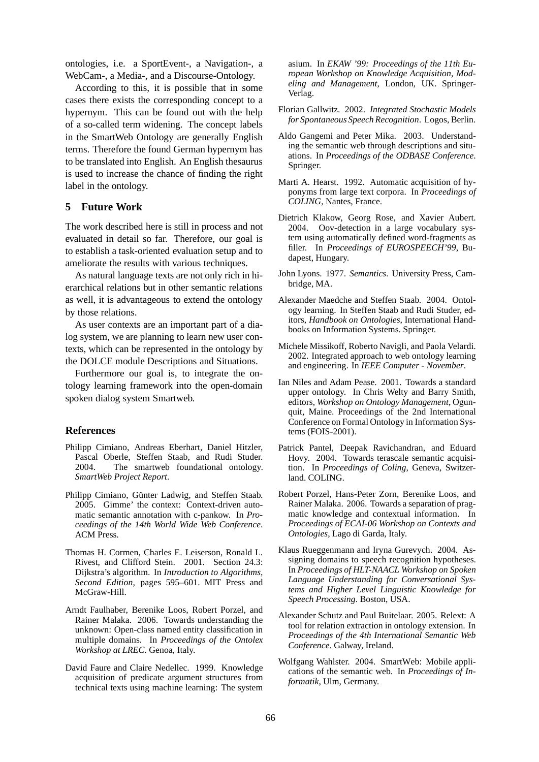ontologies, i.e. a SportEvent-, a Navigation-, a WebCam-, a Media-, and a Discourse-Ontology.

According to this, it is possible that in some cases there exists the corresponding concept to a hypernym. This can be found out with the help of a so-called term widening. The concept labels in the SmartWeb Ontology are generally English terms. Therefore the found German hypernym has to be translated into English. An English thesaurus is used to increase the chance of finding the right label in the ontology.

## 5 Future Work

The work described here is still in process and not evaluated in detail so far. Therefore, our goal is to establish a task-oriented evaluation setup and to ameliorate the results with various techniques.

As natural language texts are not only rich in hierarchical relations but in other semantic relations as well, it is advantageous to extend the ontology by those relations.

As user contexts are an important part of a dialog system, we are planning to learn new user contexts, which can be represented in the ontology by the DOLCE module Descriptions and Situations.

Furthermore our goal is, to integrate the ontology learning framework into the open-domain spoken dialog system Smartweb.

## References

Philipp Cimiano, Andreas Eberhart, Daniel Hitzler, Pascal Oberle, Steffen Staab, and Rudi Studer. 2004. The smartweb foundational ontology. *SmartWeb Project Report*.

Philipp Cimiano, Günter Ladwig, and Steffen Staab. 2005. Gimme' the context: Context-driven automatic semantic annotation with c-pankow. In *Proceedings of the 14th World Wide Web Conference*. ACM Press.

Thomas H. Cormen, Charles E. Leiserson, Ronald L. Rivest, and Clifford Stein. 2001. Section 24.3: Dijkstra's algorithm. In *Introduction to Algorithms, Second Edition*, pages 595–601. MIT Press and McGraw-Hill.

Arndt Faulhaber, Berenike Loos, Robert Porzel, and Rainer Malaka. 2006. Towards understanding the unknown: Open-class named entity classification in multiple domains. In *Proceedings of the Ontolex Workshop at LREC*. Genoa, Italy.

David Faure and Claire Nedellec. 1999. Knowledge acquisition of predicate argument structures from technical texts using machine learning: The system asium. In *EKAW '99: Proceedings of the 11th European Workshop on Knowledge Acquisition, Modeling and Management*, London, UK. Springer-Verlag.

Florian Gallwitz. 2002. *Integrated Stochastic Models for Spontaneous Speech Recognition*. Logos, Berlin.

Aldo Gangemi and Peter Mika. 2003. Understanding the semantic web through descriptions and situations. In *Proceedings of the ODBASE Conference*. Springer.

Marti A. Hearst. 1992. Automatic acquisition of hyponyms from large text corpora. In *Proceedings of COLING*, Nantes, France.

Dietrich Klakow, Georg Rose, and Xavier Aubert. 2004. Oov-detection in a large vocabulary system using automatically defined word-fragments as filler. In *Proceedings of EUROSPEECH'99*, Budapest, Hungary.

John Lyons. 1977. *Semantics*. University Press, Cambridge, MA.

Alexander Maedche and Steffen Staab. 2004. Ontology learning. In Steffen Staab and Rudi Studer, editors, *Handbook on Ontologies*, International Handbooks on Information Systems. Springer.

Michele Missikoff, Roberto Navigli, and Paola Velardi. 2002. Integrated approach to web ontology learning and engineering. In *IEEE Computer - November*.

Ian Niles and Adam Pease. 2001. Towards a standard upper ontology. In Chris Welty and Barry Smith, editors, *Workshop on Ontology Management*, Ogunquit, Maine. Proceedings of the 2nd International Conference on Formal Ontology in Information Systems (FOIS-2001).

Patrick Pantel, Deepak Ravichandran, and Eduard Hovy. 2004. Towards terascale semantic acquisition. In *Proceedings of Coling*, Geneva, Switzerland. COLING.

Robert Porzel, Hans-Peter Zorn, Berenike Loos, and Rainer Malaka. 2006. Towards a separation of pragmatic knowledge and contextual information. In *Proceedings of ECAI-06 Workshop on Contexts and Ontologies*, Lago di Garda, Italy.

Klaus Rueggenmann and Iryna Gurevych. 2004. Assigning domains to speech recognition hypotheses. In *Proceedings of HLT-NAACL Workshop on Spoken Language Understanding for Conversational Systems and Higher Level Linguistic Knowledge for Speech Processing*. Boston, USA.

Alexander Schutz and Paul Buitelaar. 2005. Relext: A tool for relation extraction in ontology extension. In *Proceedings of the 4th International Semantic Web Conference*. Galway, Ireland.

Wolfgang Wahlster. 2004. SmartWeb: Mobile applications of the semantic web. In *Proceedings of Informatik*, Ulm, Germany.